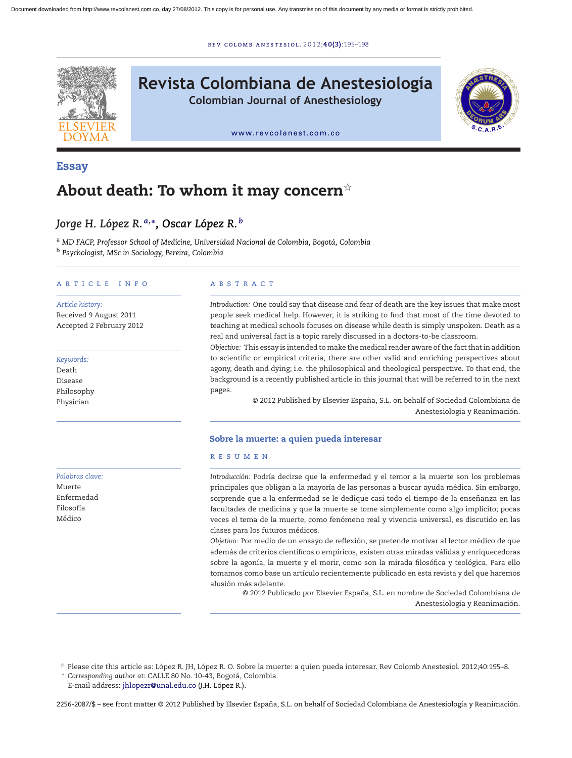Essay

# About death: To whom it may concern[☆]

*Jorge H. López R.*[a,*], *Oscar López R.*[b]

[a] *MD FACP, Professor School of Medicine, Universidad Nacional de Colombia, Bogotá, Colombia*
[b] *Psychologist, MSc in Sociology, Pereira, Colombia*

ARTICLE INFO

*Article history:*
Received 9 August 2011
Accepted 2 February 2012

*Keywords:*
Death
Disease
Philosophy
Physician

ABSTRACT

*Introduction:* One could say that disease and fear of death are the key issues that make most people seek medical help. However, it is striking to find that most of the time devoted to teaching at medical schools focuses on disease while death is simply unspoken. Death as a real and universal fact is a topic rarely discussed in a doctors-to-be classroom.

*Objective:* This essay is intended to make the medical reader aware of the fact that in addition to scientific or empirical criteria, there are other valid and enriching perspectives about agony, death and dying; i.e. the philosophical and theological perspective. To that end, the background is a recently published article in this journal that will be referred to in the next pages.

© 2012 Published by Elsevier España, S.L. on behalf of Sociedad Colombiana de Anestesiología y Reanimación.

## Sobre la muerte: a quien pueda interesar

*Palabras clave:*
Muerte
Enfermedad
Filosofía
Médico

RESUMEN

*Introducción:* Podría decirse que la enfermedad y el temor a la muerte son los problemas principales que obligan a la mayoría de las personas a buscar ayuda médica. Sin embargo, sorprende que a la enfermedad se le dedique casi todo el tiempo de la enseñanza en las facultades de medicina y que la muerte se tome simplemente como algo implícito; pocas veces el tema de la muerte, como fenómeno real y vivencia universal, es discutido en las clases para los futuros médicos.

*Objetivo:* Por medio de un ensayo de reflexión, se pretende motivar al lector médico de que además de criterios científicos o empíricos, existen otras miradas válidas y enriquecedoras sobre la agonía, la muerte y el morir, como son la mirada filosófica y teológica. Para ello tomamos como base un artículo recientemente publicado en esta revista y del que haremos alusión más adelante.

© 2012 Publicado por Elsevier España, S.L. en nombre de Sociedad Colombiana de Anestesiología y Reanimación.

☆ Please cite this article as: López R. JH, López R. O. Sobre la muerte: a quien pueda interesar. Rev Colomb Anestesiol. 2012;40:195–8.
\* *Corresponding author at*: CALLE 80 No. 10-43, Bogotá, Colombia.
E-mail address: jhlopezr@unal.edu.co (J.H. López R.).

2256-2087/$ – see front matter © 2012 Published by Elsevier España, S.L. on behalf of Sociedad Colombiana de Anestesiología y Reanimación.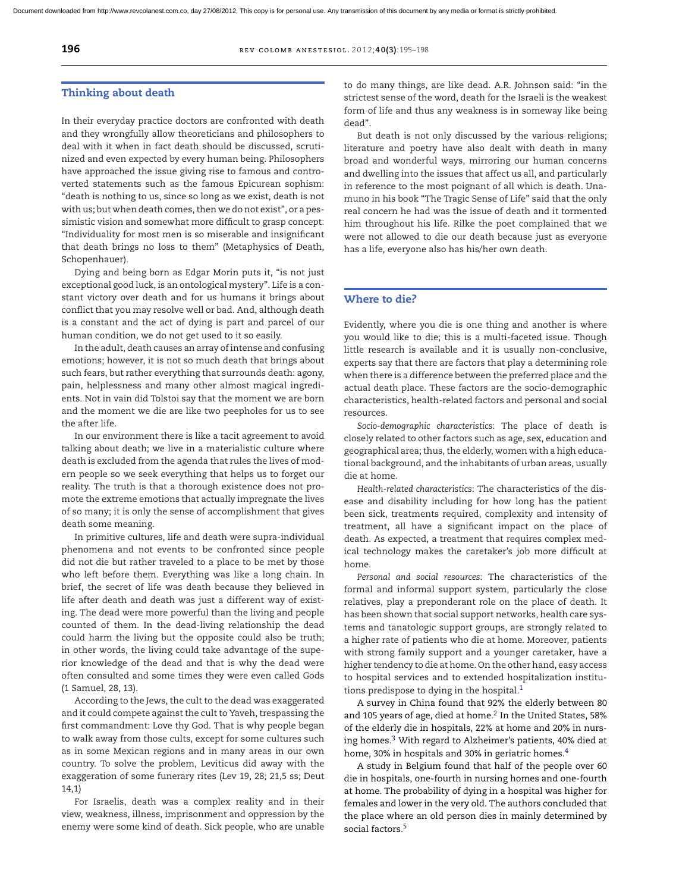## Thinking about death

In their everyday practice doctors are confronted with death and they wrongfully allow theoreticians and philosophers to deal with it when in fact death should be discussed, scrutinized and even expected by every human being. Philosophers have approached the issue giving rise to famous and controverted statements such as the famous Epicurean sophism: "death is nothing to us, since so long as we exist, death is not with us; but when death comes, then we do not exist", or a pessimistic vision and somewhat more difficult to grasp concept: "Individuality for most men is so miserable and insignificant that death brings no loss to them" (Metaphysics of Death, Schopenhauer).

Dying and being born as Edgar Morin puts it, "is not just exceptional good luck, is an ontological mystery". Life is a constant victory over death and for us humans it brings about conflict that you may resolve well or bad. And, although death is a constant and the act of dying is part and parcel of our human condition, we do not get used to it so easily.

In the adult, death causes an array of intense and confusing emotions; however, it is not so much death that brings about such fears, but rather everything that surrounds death: agony, pain, helplessness and many other almost magical ingredients. Not in vain did Tolstoi say that the moment we are born and the moment we die are like two peepholes for us to see the after life.

In our environment there is like a tacit agreement to avoid talking about death; we live in a materialistic culture where death is excluded from the agenda that rules the lives of modern people so we seek everything that helps us to forget our reality. The truth is that a thorough existence does not promote the extreme emotions that actually impregnate the lives of so many; it is only the sense of accomplishment that gives death some meaning.

In primitive cultures, life and death were supra-individual phenomena and not events to be confronted since people did not die but rather traveled to a place to be met by those who left before them. Everything was like a long chain. In brief, the secret of life was death because they believed in life after death and death was just a different way of existing. The dead were more powerful than the living and people counted of them. In the dead-living relationship the dead could harm the living but the opposite could also be truth; in other words, the living could take advantage of the superior knowledge of the dead and that is why the dead were often consulted and some times they were even called Gods (1 Samuel, 28, 13).

According to the Jews, the cult to the dead was exaggerated and it could compete against the cult to Yaveh, trespassing the first commandment: Love thy God. That is why people began to walk away from those cults, except for some cultures such as in some Mexican regions and in many areas in our own country. To solve the problem, Leviticus did away with the exaggeration of some funerary rites (Lev 19, 28; 21,5 ss; Deut 14,1)

For Israelis, death was a complex reality and in their view, weakness, illness, imprisonment and oppression by the enemy were some kind of death. Sick people, who are unable to do many things, are like dead. A.R. Johnson said: "in the strictest sense of the word, death for the Israeli is the weakest form of life and thus any weakness is in someway like being dead".

But death is not only discussed by the various religions; literature and poetry have also dealt with death in many broad and wonderful ways, mirroring our human concerns and dwelling into the issues that affect us all, and particularly in reference to the most poignant of all which is death. Unamuno in his book "The Tragic Sense of Life" said that the only real concern he had was the issue of death and it tormented him throughout his life. Rilke the poet complained that we were not allowed to die our death because just as everyone has a life, everyone also has his/her own death.

## Where to die?

Evidently, where you die is one thing and another is where you would like to die; this is a multi-faceted issue. Though little research is available and it is usually non-conclusive, experts say that there are factors that play a determining role when there is a difference between the preferred place and the actual death place. These factors are the socio-demographic characteristics, health-related factors and personal and social resources.

*Socio-demographic characteristics*: The place of death is closely related to other factors such as age, sex, education and geographical area; thus, the elderly, women with a high educational background, and the inhabitants of urban areas, usually die at home.

*Health-related characteristics*: The characteristics of the disease and disability including for how long has the patient been sick, treatments required, complexity and intensity of treatment, all have a significant impact on the place of death. As expected, a treatment that requires complex medical technology makes the caretaker's job more difficult at home.

*Personal and social resources*: The characteristics of the formal and informal support system, particularly the close relatives, play a preponderant role on the place of death. It has been shown that social support networks, health care systems and tanatologic support groups, are strongly related to a higher rate of patients who die at home. Moreover, patients with strong family support and a younger caretaker, have a higher tendency to die at home. On the other hand, easy access to hospital services and to extended hospitalization institutions predispose to dying in the hospital.[1]

A survey in China found that 92% the elderly between 80 and 105 years of age, died at home.[2] In the United States, 58% of the elderly die in hospitals, 22% at home and 20% in nursing homes.[3] With regard to Alzheimer's patients, 40% died at home, 30% in hospitals and 30% in geriatric homes.[4]

A study in Belgium found that half of the people over 60 die in hospitals, one-fourth in nursing homes and one-fourth at home. The probability of dying in a hospital was higher for females and lower in the very old. The authors concluded that the place where an old person dies in mainly determined by social factors.[5]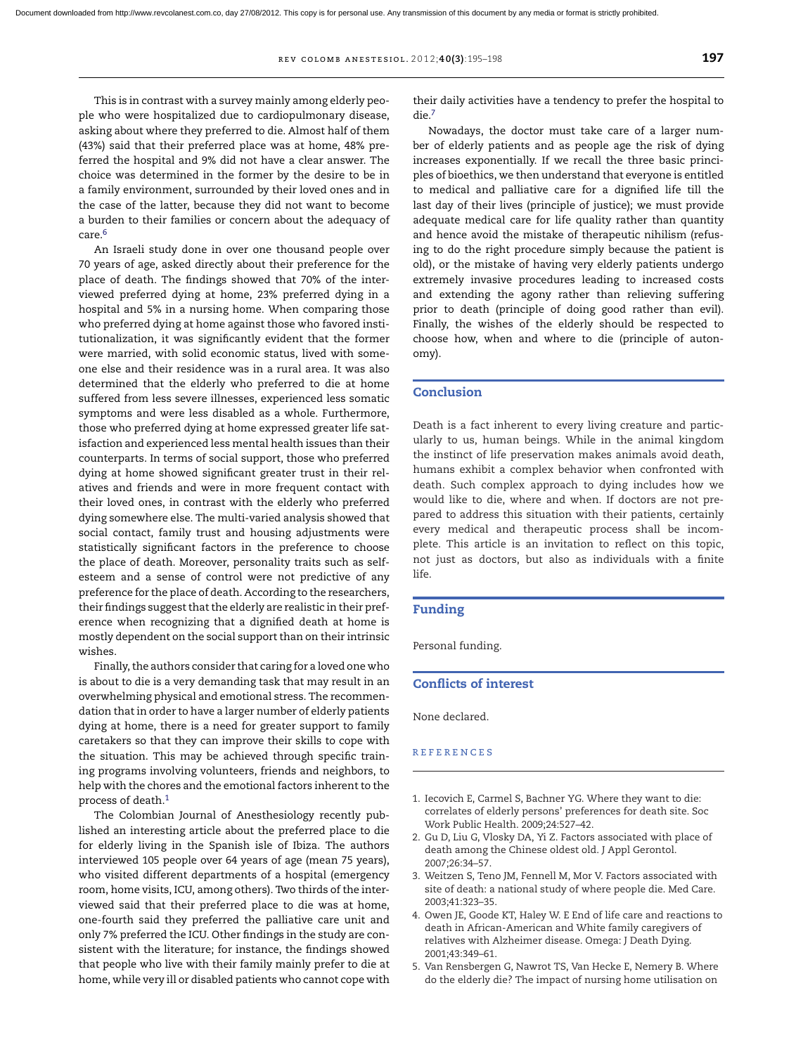This is in contrast with a survey mainly among elderly people who were hospitalized due to cardiopulmonary disease, asking about where they preferred to die. Almost half of them (43%) said that their preferred place was at home, 48% preferred the hospital and 9% did not have a clear answer. The choice was determined in the former by the desire to be in a family environment, surrounded by their loved ones and in the case of the latter, because they did not want to become a burden to their families or concern about the adequacy of care.[6]

An Israeli study done in over one thousand people over 70 years of age, asked directly about their preference for the place of death. The findings showed that 70% of the interviewed preferred dying at home, 23% preferred dying in a hospital and 5% in a nursing home. When comparing those who preferred dying at home against those who favored institutionalization, it was significantly evident that the former were married, with solid economic status, lived with someone else and their residence was in a rural area. It was also determined that the elderly who preferred to die at home suffered from less severe illnesses, experienced less somatic symptoms and were less disabled as a whole. Furthermore, those who preferred dying at home expressed greater life satisfaction and experienced less mental health issues than their counterparts. In terms of social support, those who preferred dying at home showed significant greater trust in their relatives and friends and were in more frequent contact with their loved ones, in contrast with the elderly who preferred dying somewhere else. The multi-varied analysis showed that social contact, family trust and housing adjustments were statistically significant factors in the preference to choose the place of death. Moreover, personality traits such as self-esteem and a sense of control were not predictive of any preference for the place of death. According to the researchers, their findings suggest that the elderly are realistic in their preference when recognizing that a dignified death at home is mostly dependent on the social support than on their intrinsic wishes.

Finally, the authors consider that caring for a loved one who is about to die is a very demanding task that may result in an overwhelming physical and emotional stress. The recommendation that in order to have a larger number of elderly patients dying at home, there is a need for greater support to family caretakers so that they can improve their skills to cope with the situation. This may be achieved through specific training programs involving volunteers, friends and neighbors, to help with the chores and the emotional factors inherent to the process of death.[1]

The Colombian Journal of Anesthesiology recently published an interesting article about the preferred place to die for elderly living in the Spanish isle of Ibiza. The authors interviewed 105 people over 64 years of age (mean 75 years), who visited different departments of a hospital (emergency room, home visits, ICU, among others). Two thirds of the interviewed said that their preferred place to die was at home, one-fourth said they preferred the palliative care unit and only 7% preferred the ICU. Other findings in the study are consistent with the literature; for instance, the findings showed that people who live with their family mainly prefer to die at home, while very ill or disabled patients who cannot cope with their daily activities have a tendency to prefer the hospital to die.[7]

Nowadays, the doctor must take care of a larger number of elderly patients and as people age the risk of dying increases exponentially. If we recall the three basic principles of bioethics, we then understand that everyone is entitled to medical and palliative care for a dignified life till the last day of their lives (principle of justice); we must provide adequate medical care for life quality rather than quantity and hence avoid the mistake of therapeutic nihilism (refusing to do the right procedure simply because the patient is old), or the mistake of having very elderly patients undergo extremely invasive procedures leading to increased costs and extending the agony rather than relieving suffering prior to death (principle of doing good rather than evil). Finally, the wishes of the elderly should be respected to choose how, when and where to die (principle of autonomy).

## Conclusion

Death is a fact inherent to every living creature and particularly to us, human beings. While in the animal kingdom the instinct of life preservation makes animals avoid death, humans exhibit a complex behavior when confronted with death. Such complex approach to dying includes how we would like to die, where and when. If doctors are not prepared to address this situation with their patients, certainly every medical and therapeutic process shall be incomplete. This article is an invitation to reflect on this topic, not just as doctors, but also as individuals with a finite life.

## Funding

Personal funding.

## Conflicts of interest

None declared.

## REFERENCES

1. Iecovich E, Carmel S, Bachner YG. Where they want to die: correlates of elderly persons' preferences for death site. Soc Work Public Health. 2009;24:527–42.
2. Gu D, Liu G, Vlosky DA, Yi Z. Factors associated with place of death among the Chinese oldest old. J Appl Gerontol. 2007;26:34–57.
3. Weitzen S, Teno JM, Fennell M, Mor V. Factors associated with site of death: a national study of where people die. Med Care. 2003;41:323–35.
4. Owen JE, Goode KT, Haley W. E End of life care and reactions to death in African-American and White family caregivers of relatives with Alzheimer disease. Omega: J Death Dying. 2001;43:349–61.
5. Van Rensbergen G, Nawrot TS, Van Hecke E, Nemery B. Where do the elderly die? The impact of nursing home utilisation on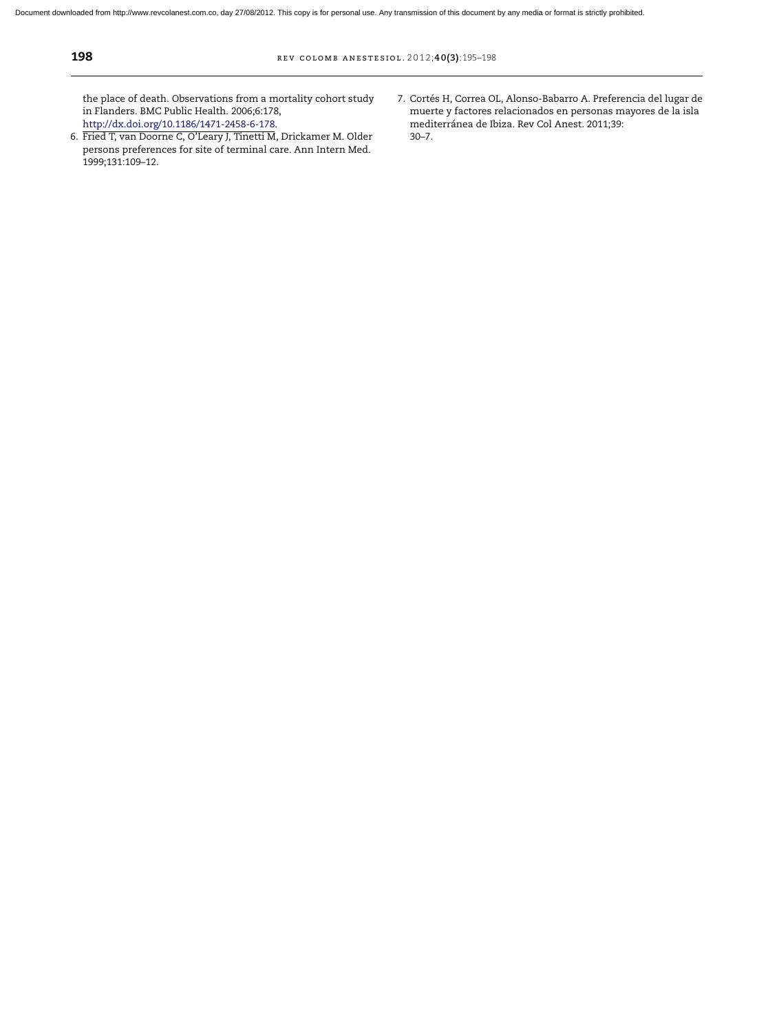the place of death. Observations from a mortality cohort study in Flanders. BMC Public Health. 2006;6:178, http://dx.doi.org/10.1186/1471-2458-6-178.

6. Fried T, van Doorne C, O'Leary J, Tinetti M, Drickamer M. Older persons preferences for site of terminal care. Ann Intern Med. 1999;131:109–12.
7. Cortés H, Correa OL, Alonso-Babarro A. Preferencia del lugar de muerte y factores relacionados en personas mayores de la isla mediterránea de Ibiza. Rev Col Anest. 2011;39: 30–7.